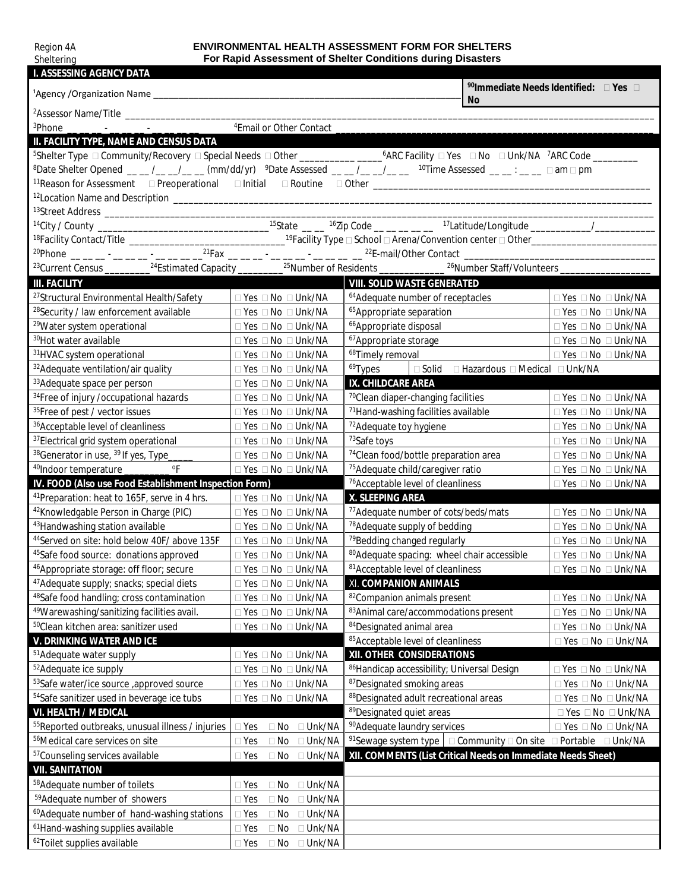Region 4A
Sheltering

# ENVIRONMENTAL HEALTH ASSESSMENT FORM FOR SHELTERS

**For Rapid Assessment of Shelter Conditions during Disasters**

## I. ASSESSING AGENCY DATA

[1]Agency /Organization Name ____________________ **[90]Immediate Needs Identified: □ Yes □ No**

[2]Assessor Name/Title ____________________

[3]Phone ___ - ___ - ____ [4]Email or Other Contact ____________________

## II. FACILITY TYPE, NAME AND CENSUS DATA

[5]Shelter Type □ Community/Recovery □ Special Needs □ Other ____________ [6]ARC Facility □ Yes □ No □ Unk/NA [7]ARC Code ________

[8]Date Shelter Opened __ __ /__ __/__ __ (mm/dd/yr) [9]Date Assessed __ __ /__ __/__ __ [10]Time Assessed __ __ : __ __ □ am □ pm

[11]Reason for Assessment □ Preoperational □ Initial □ Routine □ Other ____________________

[12]Location Name and Description ____________________

[13]Street Address ____________________

[14]City / County ____________________ [15]State __ __ [16]Zip Code __ __ __ __ __ [17]Latitude/Longitude ____________/____________

[18]Facility Contact/Title ____________________ [19]Facility Type □ School □ Arena/Convention center □ Other____________________

[20]Phone __ __ __ - __ __ __ - __ __ __ __ [21]Fax __ __ __ - __ __ __ - __ __ __ __ [22]E-mail/Other Contact ____________________

[23]Current Census ________ [24]Estimated Capacity ________ [25]Number of Residents ____________ [26]Number Staff/Volunteers ________________

| III. FACILITY | | VIII. SOLID WASTE GENERATED | |
|---|---|---|---|
| [27]Structural Environmental Health/Safety | □ Yes □ No □ Unk/NA | [64]Adequate number of receptacles | □ Yes □ No □ Unk/NA |
| [28]Security / law enforcement available | □ Yes □ No □ Unk/NA | [65]Appropriate separation | □ Yes □ No □ Unk/NA |
| [29]Water system operational | □ Yes □ No □ Unk/NA | [66]Appropriate disposal | □ Yes □ No □ Unk/NA |
| [30]Hot water available | □ Yes □ No □ Unk/NA | [67]Appropriate storage | □ Yes □ No □ Unk/NA |
| [31]HVAC system operational | □ Yes □ No □ Unk/NA | [68]Timely removal | □ Yes □ No □ Unk/NA |
| [32]Adequate ventilation/air quality | □ Yes □ No □ Unk/NA | [69]Types □ Solid □ Hazardous □ Medical □ Unk/NA | |
| [33]Adequate space per person | □ Yes □ No □ Unk/NA | **IX. CHILDCARE AREA** | |
| [34]Free of injury /occupational hazards | □ Yes □ No □ Unk/NA | [70]Clean diaper-changing facilities | □ Yes □ No □ Unk/NA |
| [35]Free of pest / vector issues | □ Yes □ No □ Unk/NA | [71]Hand-washing facilities available | □ Yes □ No □ Unk/NA |
| [36]Acceptable level of cleanliness | □ Yes □ No □ Unk/NA | [72]Adequate toy hygiene | □ Yes □ No □ Unk/NA |
| [37]Electrical grid system operational | □ Yes □ No □ Unk/NA | [73]Safe toys | □ Yes □ No □ Unk/NA |
| [38]Generator in use, [39] If yes, Type_____ | □ Yes □ No □ Unk/NA | [74]Clean food/bottle preparation area | □ Yes □ No □ Unk/NA |
| [40]Indoor temperature ________ °F | □ Yes □ No □ Unk/NA | [75]Adequate child/caregiver ratio | □ Yes □ No □ Unk/NA |
| **IV. FOOD (Also use Food Establishment Inspection Form)** | | [76]Acceptable level of cleanliness | □ Yes □ No □ Unk/NA |
| [41]Preparation: heat to 165F, serve in 4 hrs. | □ Yes □ No □ Unk/NA | **X. SLEEPING AREA** | |
| [42]Knowledgable Person in Charge (PIC) | □ Yes □ No □ Unk/NA | [77]Adequate number of cots/beds/mats | □ Yes □ No □ Unk/NA |
| [43]Handwashing station available | □ Yes □ No □ Unk/NA | [78]Adequate supply of bedding | □ Yes □ No □ Unk/NA |
| [44]Served on site: hold below 40F/ above 135F | □ Yes □ No □ Unk/NA | [79]Bedding changed regularly | □ Yes □ No □ Unk/NA |
| [45]Safe food source: donations approved | □ Yes □ No □ Unk/NA | [80]Adequate spacing: wheel chair accessible | □ Yes □ No □ Unk/NA |
| [46]Appropriate storage: off floor; secure | □ Yes □ No □ Unk/NA | [81]Acceptable level of cleanliness | □ Yes □ No □ Unk/NA |
| [47]Adequate supply; snacks; special diets | □ Yes □ No □ Unk/NA | **XI. COMPANION ANIMALS** | |
| [48]Safe food handling; cross contamination | □ Yes □ No □ Unk/NA | [82]Companion animals present | □ Yes □ No □ Unk/NA |
| [49]Warewashing/sanitizing facilities avail. | □ Yes □ No □ Unk/NA | [83]Animal care/accommodations present | □ Yes □ No □ Unk/NA |
| [50]Clean kitchen area: sanitizer used | □ Yes □ No □ Unk/NA | [84]Designated animal area | □ Yes □ No □ Unk/NA |
| **V. DRINKING WATER AND ICE** | | [85]Acceptable level of cleanliness | □ Yes □ No □ Unk/NA |
| [51]Adequate water supply | □ Yes □ No □ Unk/NA | **XII. OTHER CONSIDERATIONS** | |
| [52]Adequate ice supply | □ Yes □ No □ Unk/NA | [86]Handicap accessibility; Universal Design | □ Yes □ No □ Unk/NA |
| [53]Safe water/ice source ,approved source | □ Yes □ No □ Unk/NA | [87]Designated smoking areas | □ Yes □ No □ Unk/NA |
| [54]Safe sanitizer used in beverage ice tubs | □ Yes □ No □ Unk/NA | [88]Designated adult recreational areas | □ Yes □ No □ Unk/NA |
| **VI. HEALTH / MEDICAL** | | [89]Designated quiet areas | □ Yes □ No □ Unk/NA |
| [55]Reported outbreaks, unusual illness / injuries | □ Yes □ No □ Unk/NA | [90]Adequate laundry services | □ Yes □ No □ Unk/NA |
| [56]Medical care services on site | □ Yes □ No □ Unk/NA | [91]Sewage system type □ Community □ On site □ Portable □ Unk/NA | |
| [57]Counseling services available | □ Yes □ No □ Unk/NA | **XII. COMMENTS (List Critical Needs on Immediate Needs Sheet)** | |
| **VII. SANITATION** | | | |
| [58]Adequate number of toilets | □ Yes □ No □ Unk/NA | | |
| [59]Adequate number of showers | □ Yes □ No □ Unk/NA | | |
| [60]Adequate number of hand-washing stations | □ Yes □ No □ Unk/NA | | |
| [61]Hand-washing supplies available | □ Yes □ No □ Unk/NA | | |
| [62]Toilet supplies available | □ Yes □ No □ Unk/NA | | |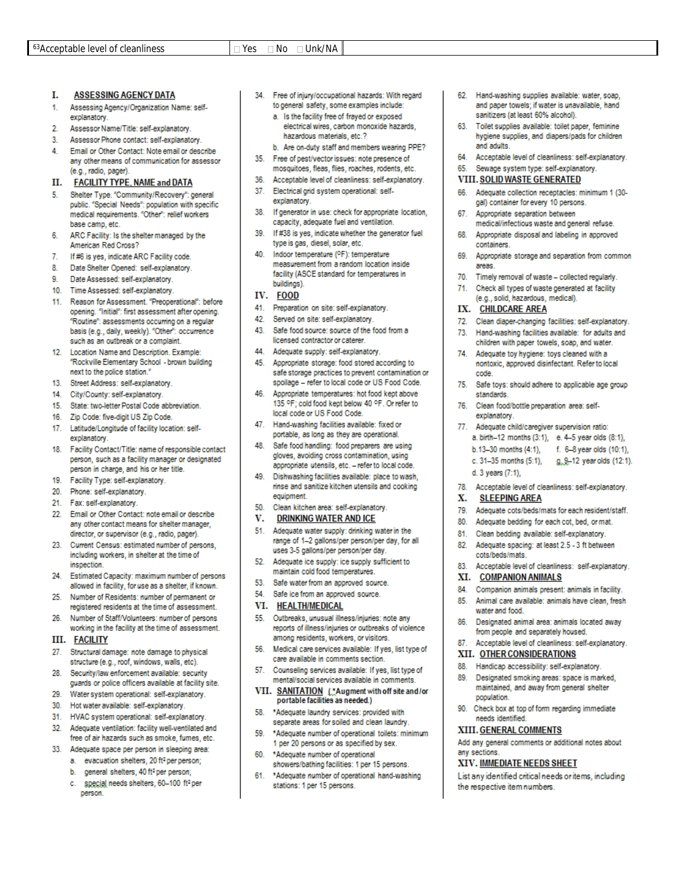| | | |
|---|---|---|
| [63]Acceptable level of cleanliness | ☐ Yes ☐ No ☐ Unk/NA | |

## I. ASSESSING AGENCY DATA

1. Assessing Agency/Organization Name: self-explanatory.
2. Assessor Name/Title: self-explanatory.
3. Assessor Phone contact: self-explanatory.
4. Email or Other Contact: Note email or describe any other means of communication for assessor (e.g., radio, pager).

## II. FACILITY TYPE, NAME and DATA

5. Shelter Type. "Community/Recovery": general public. "Special Needs": population with specific medical requirements. "Other": relief workers base camp, etc.
6. ARC Facility: Is the shelter managed by the American Red Cross?
7. If #6 is yes, indicate ARC Facility code.
8. Date Shelter Opened: self-explanatory.
9. Date Assessed: self-explanatory.
10. Time Assessed: self-explanatory.
11. Reason for Assessment. "Preoperational": before opening. "Initial": first assessment after opening. "Routine": assessments occurring on a regular basis (e.g., daily, weekly). "Other": occurrence such as an outbreak or a complaint.
12. Location Name and Description. Example: "Rockville Elementary School - brown building next to the police station."
13. Street Address: self-explanatory.
14. City/County: self-explanatory.
15. State: two-letter Postal Code abbreviation.
16. Zip Code: five-digit US Zip Code.
17. Latitude/Longitude of facility location: self-explanatory.
18. Facility Contact/Title: name of responsible contact person, such as a facility manager or designated person in charge, and his or her title.
19. Facility Type: self-explanatory.
20. Phone: self-explanatory.
21. Fax: self-explanatory.
22. Email or Other Contact: note email or describe any other contact means for shelter manager, director, or supervisor (e.g., radio, pager).
23. Current Census: estimated number of persons, including workers, in shelter at the time of inspection.
24. Estimated Capacity: maximum number of persons allowed in facility, for use as a shelter, if known.
25. Number of Residents: number of permanent or registered residents at the time of assessment.
26. Number of Staff/Volunteers: number of persons working in the facility at the time of assessment.

## III. FACILITY

27. Structural damage: note damage to physical structure (e.g., roof, windows, walls, etc).
28. Security/law enforcement available: security guards or police officers available at facility site.
29. Water system operational: self-explanatory.
30. Hot water available: self-explanatory.
31. HVAC system operational: self-explanatory.
32. Adequate ventilation: facility well-ventilated and free of air hazards such as smoke, fumes, etc.
33. Adequate space per person in sleeping area:
    a. evacuation shelters, 20 ft² per person;
    b. general shelters, 40 ft² per person;
    c. special needs shelters, 60–100 ft² per person.
34. Free of injury/occupational hazards: With regard to general safety, some examples include:
    a. Is the facility free of frayed or exposed electrical wires, carbon monoxide hazards, hazardous materials, etc.?
    b. Are on-duty staff and members wearing PPE?
35. Free of pest/vector issues: note presence of mosquitoes, fleas, flies, roaches, rodents, etc.
36. Acceptable level of cleanliness: self-explanatory.
37. Electrical grid system operational: self-explanatory.
38. If generator in use: check for appropriate location, capacity, adequate fuel and ventilation.
39. If #38 is yes, indicate whether the generator fuel type is gas, diesel, solar, etc.
40. Indoor temperature (°F): temperature measurement from a random location inside facility (ASCE standard for temperatures in buildings).

## IV. FOOD

41. Preparation on site: self-explanatory.
42. Served on site: self-explanatory.
43. Safe food source: source of the food from a licensed contractor or caterer.
44. Adequate supply: self-explanatory.
45. Appropriate storage: food stored according to safe storage practices to prevent contamination or spoilage – refer to local code or US Food Code.
46. Appropriate temperatures: hot food kept above 135 °F; cold food kept below 40 °F. Or refer to local code or US Food Code.
47. Hand-washing facilities available: fixed or portable, as long as they are operational.
48. Safe food handling: food preparers are using gloves, avoiding cross contamination, using appropriate utensils, etc. – refer to local code.
49. Dishwashing facilities available: place to wash, rinse and sanitize kitchen utensils and cooking equipment.
50. Clean kitchen area: self-explanatory.

## V. DRINKING WATER AND ICE

51. Adequate water supply: drinking water in the range of 1–2 gallons/person/per day, for all uses 3-5 gallons/per person/per day.
52. Adequate ice supply: ice supply sufficient to maintain cold food temperatures.
53. Safe water from an approved source.
54. Safe ice from an approved source.

## VI. HEALTH/MEDICAL

55. Outbreaks, unusual illness/injuries: note any reports of illness/injuries or outbreaks of violence among residents, workers, or visitors.
56. Medical care services available: If yes, list type of care available in comments section.
57. Counseling services available: If yes, list type of mental/social services available in comments.

## VII. SANITATION (*Augment with off site and/or portable facilities as needed.)

58. *Adequate laundry services: provided with separate areas for soiled and clean laundry.
59. *Adequate number of operational toilets: minimum 1 per 20 persons or as specified by sex.
60. *Adequate number of operational showers/bathing facilities: 1 per 15 persons.
61. *Adequate number of operational hand-washing stations: 1 per 15 persons.
62. Hand-washing supplies available: water, soap, and paper towels; if water is unavailable, hand sanitizers (at least 60% alcohol).
63. Toilet supplies available: toilet paper, feminine hygiene supplies, and diapers/pads for children and adults.
64. Acceptable level of cleanliness: self-explanatory.
65. Sewage system type: self-explanatory.

## VIII. SOLID WASTE GENERATED

66. Adequate collection receptacles: minimum 1 (30-gal) container for every 10 persons.
67. Appropriate separation between medical/infectious waste and general refuse.
68. Appropriate disposal and labeling in approved containers.
69. Appropriate storage and separation from common areas.
70. Timely removal of waste – collected regularly.
71. Check all types of waste generated at facility (e.g., solid, hazardous, medical).

## IX. CHILDCARE AREA

72. Clean diaper-changing facilities: self-explanatory.
73. Hand-washing facilities available: for adults and children with paper towels, soap, and water.
74. Adequate toy hygiene: toys cleaned with a nontoxic, approved disinfectant. Refer to local code.
75. Safe toys: should adhere to applicable age group standards.
76. Clean food/bottle preparation area: self-explanatory.
77. Adequate child/caregiver supervision ratio:
    a. birth–12 months (3:1),
    b. 13–30 months (4:1),
    c. 31–35 months (5:1),
    d. 3 years (7:1),
    e. 4–5 year olds (8:1),
    f. 6–8 year olds (10:1),
    g. 9–12 year olds (12:1).
78. Acceptable level of cleanliness: self-explanatory.

## X. SLEEPING AREA

79. Adequate cots/beds/mats for each resident/staff.
80. Adequate bedding for each cot, bed, or mat.
81. Clean bedding available: self-explanatory.
82. Adequate spacing: at least 2.5 - 3 ft between cots/beds/mats.
83. Acceptable level of cleanliness: self-explanatory.

## XI. COMPANION ANIMALS

84. Companion animals present: animals in facility.
85. Animal care available: animals have clean, fresh water and food.
86. Designated animal area: animals located away from people and separately housed.
87. Acceptable level of cleanliness: self-explanatory.

## XII. OTHER CONSIDERATIONS

88. Handicap accessibility: self-explanatory.
89. Designated smoking areas: space is marked, maintained, and away from general shelter population.
90. Check box at top of form regarding immediate needs identified.

## XIII. GENERAL COMMENTS

Add any general comments or additional notes about any sections.

## XIV. IMMEDIATE NEEDS SHEET

List any identified critical needs or items, including the respective item numbers.